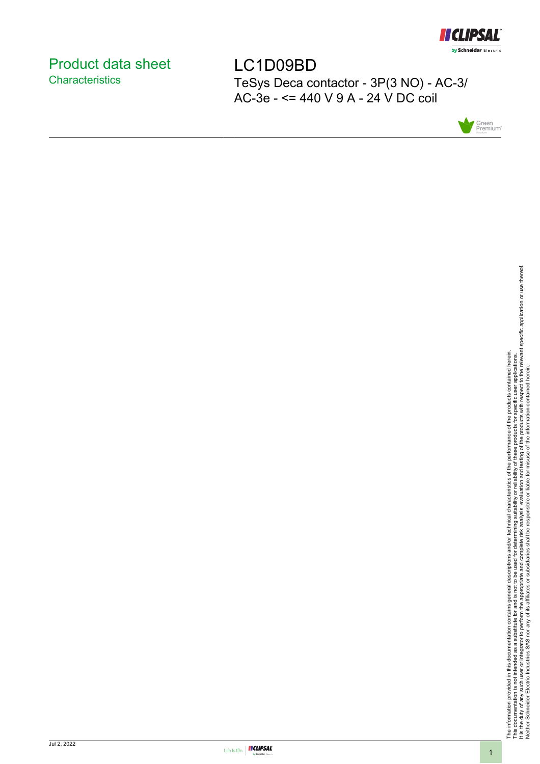# Product data sheet
## Characteristics

# LC1D09BD

TeSys Deca contactor - 3P(3 NO) - AC-3/ AC-3e - <= 440 V 9 A - 24 V DC coil

The information provided in this documentation contains general descriptions and/or technical characteristics of the performance of the products contained herein.
This documentation is not intended as a substitute for and is not to be used for determining suitability or reliability of these products for specific user applications.
It is the duty of any such user or integrator to perform the appropriate and complete risk analysis, evaluation and testing of the products with respect to the relevant specific application or use thereof.
Neither Schneider Electric Industries SAS nor any of its affiliates or subsidiaries shall be responsible or liable for misuse of the information contained herein.

Jul 2, 2022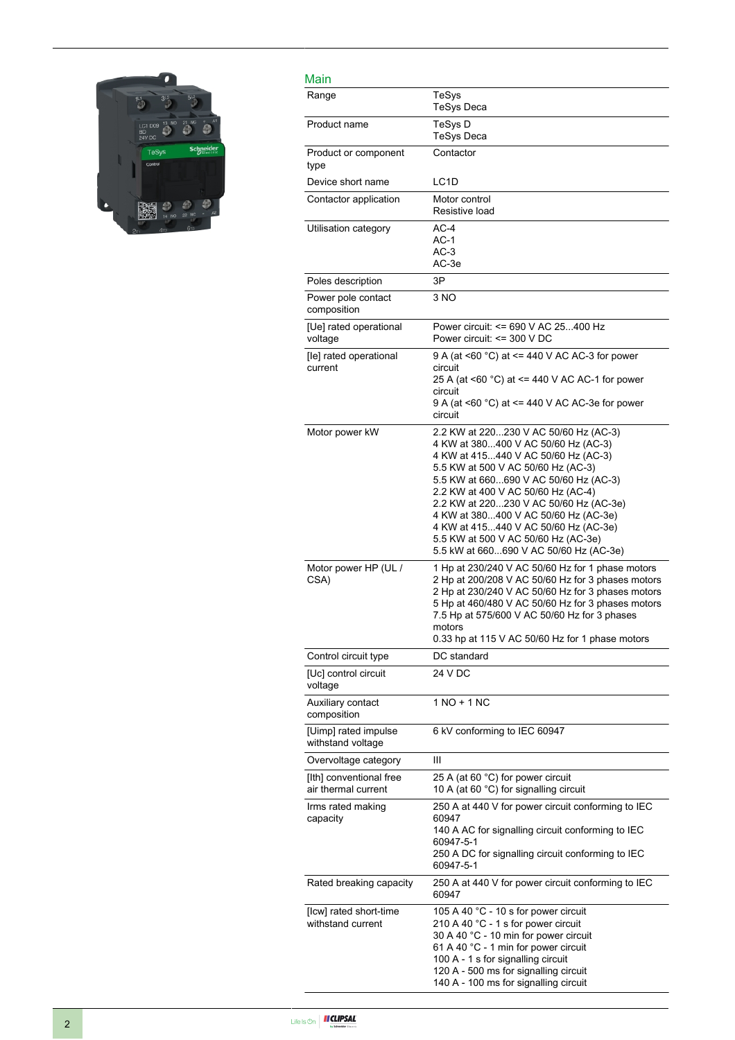## Main

| | |
|---|---|
| Range | TeSys<br>TeSys Deca |
| Product name | TeSys D<br>TeSys Deca |
| Product or component type | Contactor |
| Device short name | LC1D |
| Contactor application | Motor control<br>Resistive load |
| Utilisation category | AC-4<br>AC-1<br>AC-3<br>AC-3e |
| Poles description | 3P |
| Power pole contact composition | 3 NO |
| [Ue] rated operational voltage | Power circuit: <= 690 V AC 25...400 Hz<br>Power circuit: <= 300 V DC |
| [Ie] rated operational current | 9 A (at <60 °C) at <= 440 V AC AC-3 for power circuit<br>25 A (at <60 °C) at <= 440 V AC AC-1 for power circuit<br>9 A (at <60 °C) at <= 440 V AC AC-3e for power circuit |
| Motor power kW | 2.2 KW at 220...230 V AC 50/60 Hz (AC-3)<br>4 KW at 380...400 V AC 50/60 Hz (AC-3)<br>4 KW at 415...440 V AC 50/60 Hz (AC-3)<br>5.5 KW at 500 V AC 50/60 Hz (AC-3)<br>5.5 KW at 660...690 V AC 50/60 Hz (AC-3)<br>2.2 KW at 400 V AC 50/60 Hz (AC-4)<br>2.2 KW at 220...230 V AC 50/60 Hz (AC-3e)<br>4 KW at 380...400 V AC 50/60 Hz (AC-3e)<br>4 KW at 415...440 V AC 50/60 Hz (AC-3e)<br>5.5 KW at 500 V AC 50/60 Hz (AC-3e)<br>5.5 kW at 660...690 V AC 50/60 Hz (AC-3e) |
| Motor power HP (UL / CSA) | 1 Hp at 230/240 V AC 50/60 Hz for 1 phase motors<br>2 Hp at 200/208 V AC 50/60 Hz for 3 phases motors<br>2 Hp at 230/240 V AC 50/60 Hz for 3 phases motors<br>5 Hp at 460/480 V AC 50/60 Hz for 3 phases motors<br>7.5 Hp at 575/600 V AC 50/60 Hz for 3 phases motors<br>0.33 hp at 115 V AC 50/60 Hz for 1 phase motors |
| Control circuit type | DC standard |
| [Uc] control circuit voltage | 24 V DC |
| Auxiliary contact composition | 1 NO + 1 NC |
| [Uimp] rated impulse withstand voltage | 6 kV conforming to IEC 60947 |
| Overvoltage category | III |
| [Ith] conventional free air thermal current | 25 A (at 60 °C) for power circuit<br>10 A (at 60 °C) for signalling circuit |
| Irms rated making capacity | 250 A at 440 V for power circuit conforming to IEC 60947<br>140 A AC for signalling circuit conforming to IEC 60947-5-1<br>250 A DC for signalling circuit conforming to IEC 60947-5-1 |
| Rated breaking capacity | 250 A at 440 V for power circuit conforming to IEC 60947 |
| [Icw] rated short-time withstand current | 105 A 40 °C - 10 s for power circuit<br>210 A 40 °C - 1 s for power circuit<br>30 A 40 °C - 10 min for power circuit<br>61 A 40 °C - 1 min for power circuit<br>100 A - 1 s for signalling circuit<br>120 A - 500 ms for signalling circuit<br>140 A - 100 ms for signalling circuit |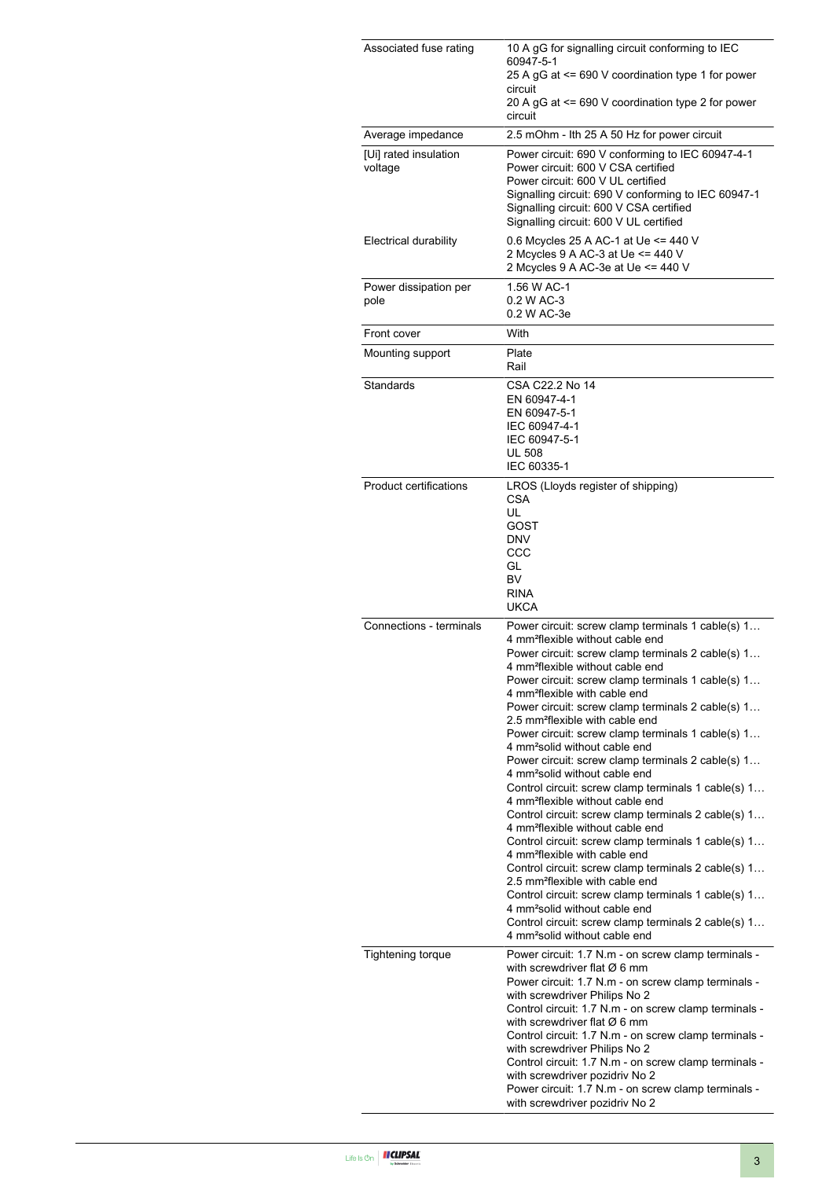| | |
|---|---|
| Associated fuse rating | 10 A gG for signalling circuit conforming to IEC 60947-5-1<br>25 A gG at <= 690 V coordination type 1 for power circuit<br>20 A gG at <= 690 V coordination type 2 for power circuit |
| Average impedance | 2.5 mOhm - Ith 25 A 50 Hz for power circuit |
| [Ui] rated insulation voltage | Power circuit: 690 V conforming to IEC 60947-4-1<br>Power circuit: 600 V CSA certified<br>Power circuit: 600 V UL certified<br>Signalling circuit: 690 V conforming to IEC 60947-1<br>Signalling circuit: 600 V CSA certified<br>Signalling circuit: 600 V UL certified |
| Electrical durability | 0.6 Mcycles 25 A AC-1 at Ue <= 440 V<br>2 Mcycles 9 A AC-3 at Ue <= 440 V<br>2 Mcycles 9 A AC-3e at Ue <= 440 V |
| Power dissipation per pole | 1.56 W AC-1<br>0.2 W AC-3<br>0.2 W AC-3e |
| Front cover | With |
| Mounting support | Plate<br>Rail |
| Standards | CSA C22.2 No 14<br>EN 60947-4-1<br>EN 60947-5-1<br>IEC 60947-4-1<br>IEC 60947-5-1<br>UL 508<br>IEC 60335-1 |
| Product certifications | LROS (Lloyds register of shipping)<br>CSA<br>UL<br>GOST<br>DNV<br>CCC<br>GL<br>BV<br>RINA<br>UKCA |
| Connections - terminals | Power circuit: screw clamp terminals 1 cable(s) 1…4 mm²flexible without cable end<br>Power circuit: screw clamp terminals 2 cable(s) 1…4 mm²flexible without cable end<br>Power circuit: screw clamp terminals 1 cable(s) 1…4 mm²flexible with cable end<br>Power circuit: screw clamp terminals 2 cable(s) 1…2.5 mm²flexible with cable end<br>Power circuit: screw clamp terminals 1 cable(s) 1…4 mm²solid without cable end<br>Power circuit: screw clamp terminals 2 cable(s) 1…4 mm²solid without cable end<br>Control circuit: screw clamp terminals 1 cable(s) 1…4 mm²flexible without cable end<br>Control circuit: screw clamp terminals 2 cable(s) 1…4 mm²flexible without cable end<br>Control circuit: screw clamp terminals 1 cable(s) 1…4 mm²flexible with cable end<br>Control circuit: screw clamp terminals 2 cable(s) 1…2.5 mm²flexible with cable end<br>Control circuit: screw clamp terminals 1 cable(s) 1…4 mm²solid without cable end<br>Control circuit: screw clamp terminals 2 cable(s) 1…4 mm²solid without cable end |
| Tightening torque | Power circuit: 1.7 N.m - on screw clamp terminals - with screwdriver flat Ø 6 mm<br>Power circuit: 1.7 N.m - on screw clamp terminals - with screwdriver Philips No 2<br>Control circuit: 1.7 N.m - on screw clamp terminals - with screwdriver flat Ø 6 mm<br>Control circuit: 1.7 N.m - on screw clamp terminals - with screwdriver Philips No 2<br>Control circuit: 1.7 N.m - on screw clamp terminals - with screwdriver pozidriv No 2<br>Power circuit: 1.7 N.m - on screw clamp terminals - with screwdriver pozidriv No 2 |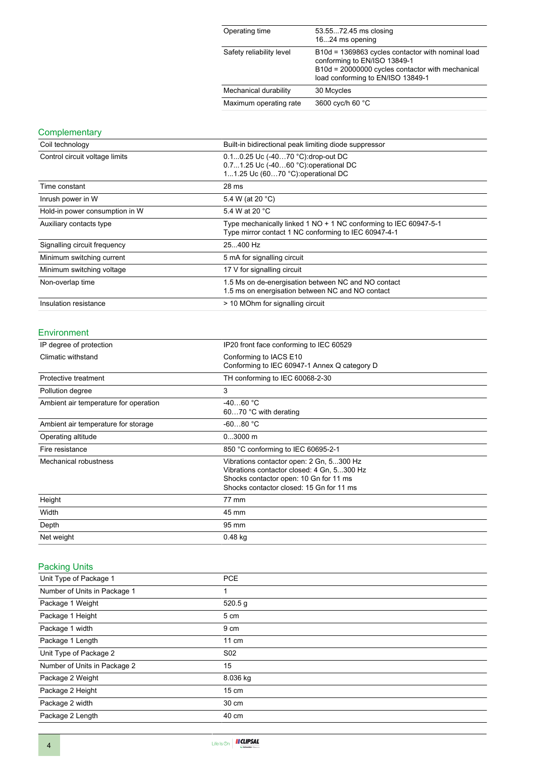| | |
|---|---|
| Operating time | 53.55...72.45 ms closing<br>16...24 ms opening |
| Safety reliability level | B10d = 1369863 cycles contactor with nominal load conforming to EN/ISO 13849-1<br>B10d = 20000000 cycles contactor with mechanical load conforming to EN/ISO 13849-1 |
| Mechanical durability | 30 Mcycles |
| Maximum operating rate | 3600 cyc/h 60 °C |

## Complementary

| | |
|---|---|
| Coil technology | Built-in bidirectional peak limiting diode suppressor |
| Control circuit voltage limits | 0.1...0.25 Uc (-40…70 °C):drop-out DC<br>0.7...1.25 Uc (-40…60 °C):operational DC<br>1...1.25 Uc (60…70 °C):operational DC |
| Time constant | 28 ms |
| Inrush power in W | 5.4 W (at 20 °C) |
| Hold-in power consumption in W | 5.4 W at 20 °C |
| Auxiliary contacts type | Type mechanically linked 1 NO + 1 NC conforming to IEC 60947-5-1<br>Type mirror contact 1 NC conforming to IEC 60947-4-1 |
| Signalling circuit frequency | 25...400 Hz |
| Minimum switching current | 5 mA for signalling circuit |
| Minimum switching voltage | 17 V for signalling circuit |
| Non-overlap time | 1.5 Ms on de-energisation between NC and NO contact<br>1.5 ms on energisation between NC and NO contact |
| Insulation resistance | > 10 MOhm for signalling circuit |

## Environment

| | |
|---|---|
| IP degree of protection | IP20 front face conforming to IEC 60529 |
| Climatic withstand | Conforming to IACS E10<br>Conforming to IEC 60947-1 Annex Q category D |
| Protective treatment | TH conforming to IEC 60068-2-30 |
| Pollution degree | 3 |
| Ambient air temperature for operation | -40…60 °C<br>60…70 °C with derating |
| Ambient air temperature for storage | -60...80 °C |
| Operating altitude | 0...3000 m |
| Fire resistance | 850 °C conforming to IEC 60695-2-1 |
| Mechanical robustness | Vibrations contactor open: 2 Gn, 5...300 Hz<br>Vibrations contactor closed: 4 Gn, 5...300 Hz<br>Shocks contactor open: 10 Gn for 11 ms<br>Shocks contactor closed: 15 Gn for 11 ms |
| Height | 77 mm |
| Width | 45 mm |
| Depth | 95 mm |
| Net weight | 0.48 kg |

## Packing Units

| | |
|---|---|
| Unit Type of Package 1 | PCE |
| Number of Units in Package 1 | 1 |
| Package 1 Weight | 520.5 g |
| Package 1 Height | 5 cm |
| Package 1 width | 9 cm |
| Package 1 Length | 11 cm |
| Unit Type of Package 2 | S02 |
| Number of Units in Package 2 | 15 |
| Package 2 Weight | 8.036 kg |
| Package 2 Height | 15 cm |
| Package 2 width | 30 cm |
| Package 2 Length | 40 cm |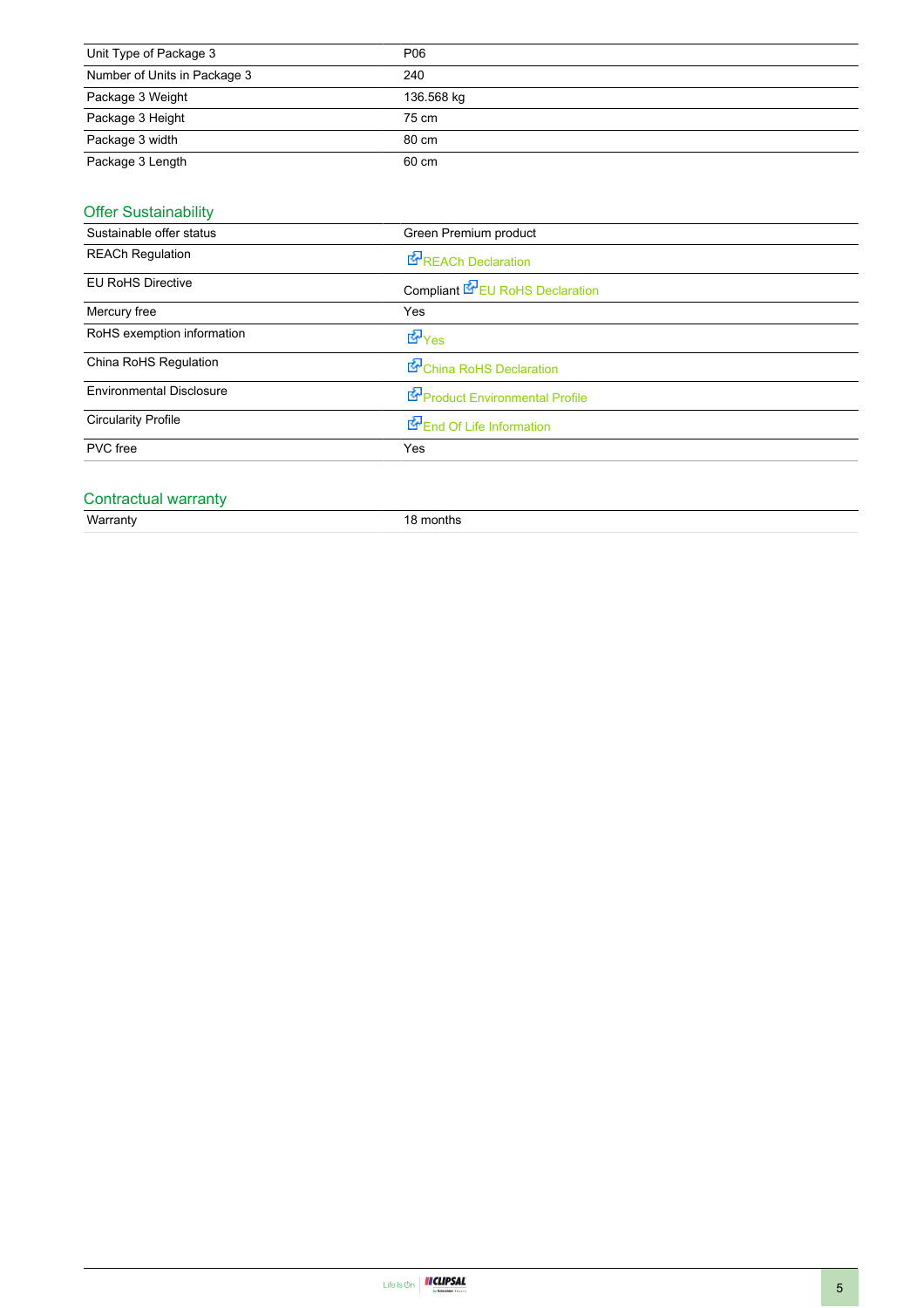| | |
|---|---|
| Unit Type of Package 3 | P06 |
| Number of Units in Package 3 | 240 |
| Package 3 Weight | 136.568 kg |
| Package 3 Height | 75 cm |
| Package 3 width | 80 cm |
| Package 3 Length | 60 cm |

## Offer Sustainability

| | |
|---|---|
| Sustainable offer status | Green Premium product |
| REACh Regulation | REACh Declaration |
| EU RoHS Directive | Compliant EU RoHS Declaration |
| Mercury free | Yes |
| RoHS exemption information | Yes |
| China RoHS Regulation | China RoHS Declaration |
| Environmental Disclosure | Product Environmental Profile |
| Circularity Profile | End Of Life Information |
| PVC free | Yes |

## Contractual warranty

| | |
|---|---|
| Warranty | 18 months |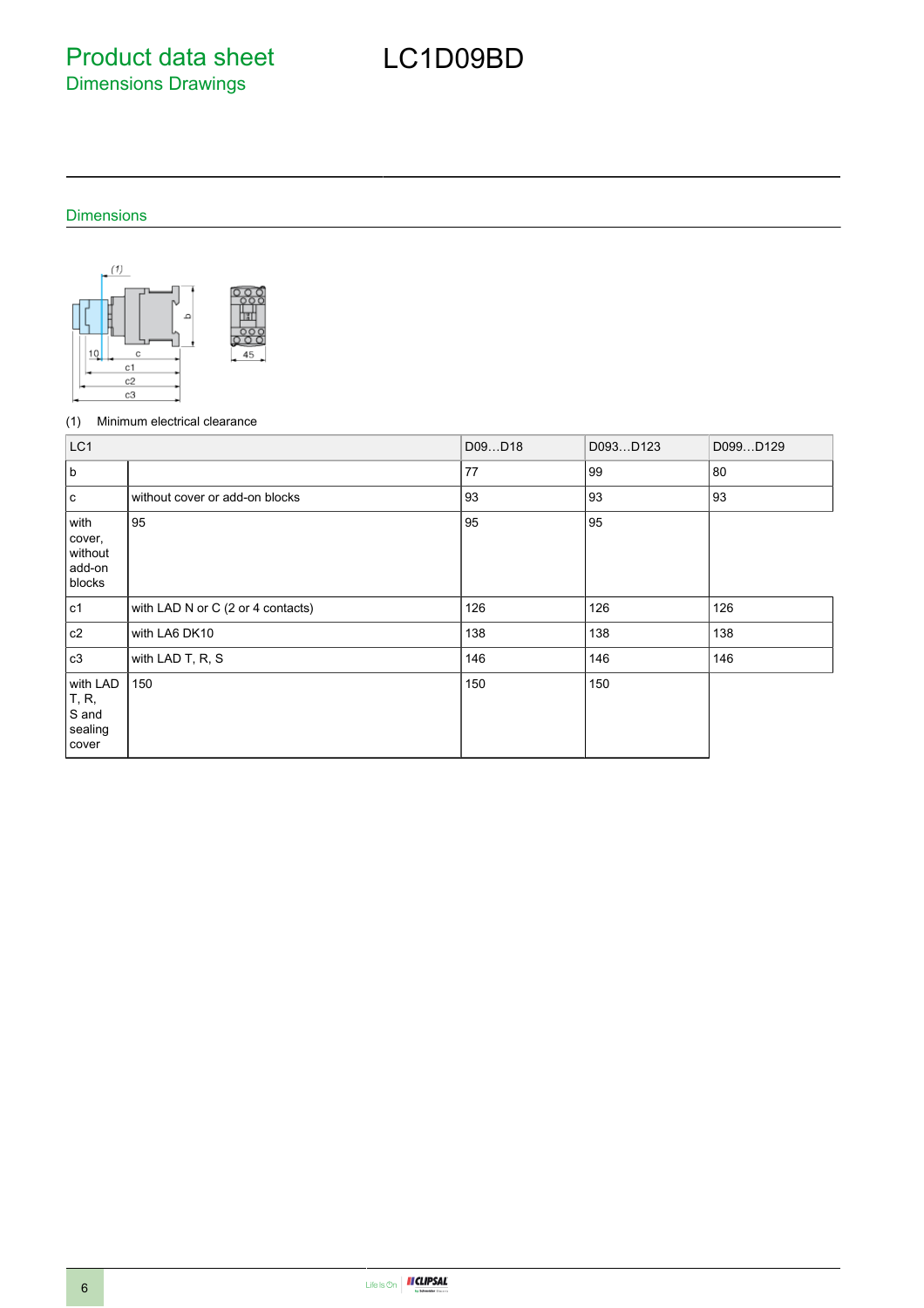# Product data sheet

## Dimensions Drawings

# LC1D09BD

## Dimensions

(1) Minimum electrical clearance

| LC1 | | D09…D18 | D093…D123 | D099…D129 |
|---|---|---|---|---|
| b | | 77 | 99 | 80 |
| c | without cover or add-on blocks | 93 | 93 | 93 |
| with cover, without add-on blocks | 95 | 95 | 95 | |
| c1 | with LAD N or C (2 or 4 contacts) | 126 | 126 | 126 |
| c2 | with LA6 DK10 | 138 | 138 | 138 |
| c3 | with LAD T, R, S | 146 | 146 | 146 |
| with LAD T, R, S and sealing cover | 150 | 150 | 150 | |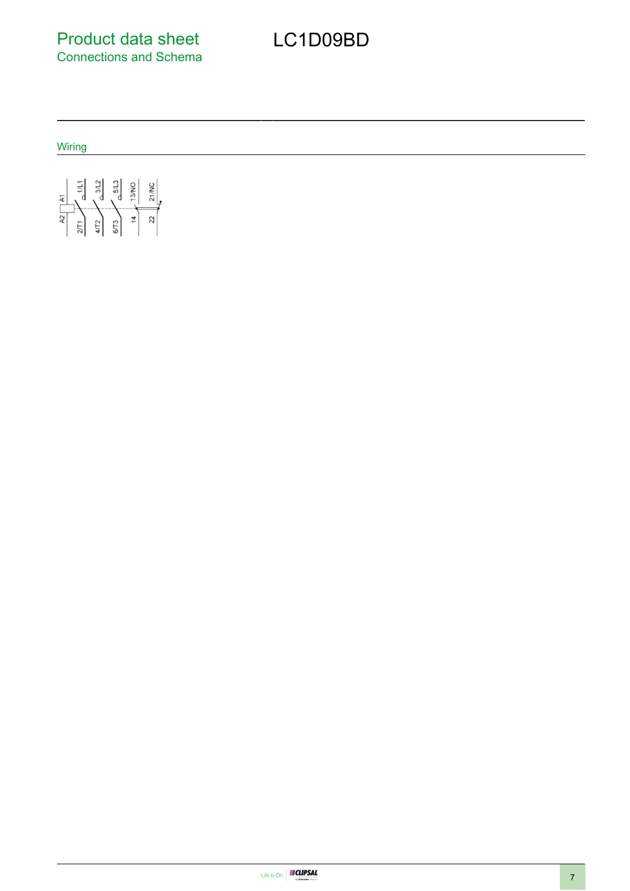## Wiring

A1
1/L1
3/L2
5/L3
13/NO
21/NC
A2
2/T1
4/T2
6/T3
14
22